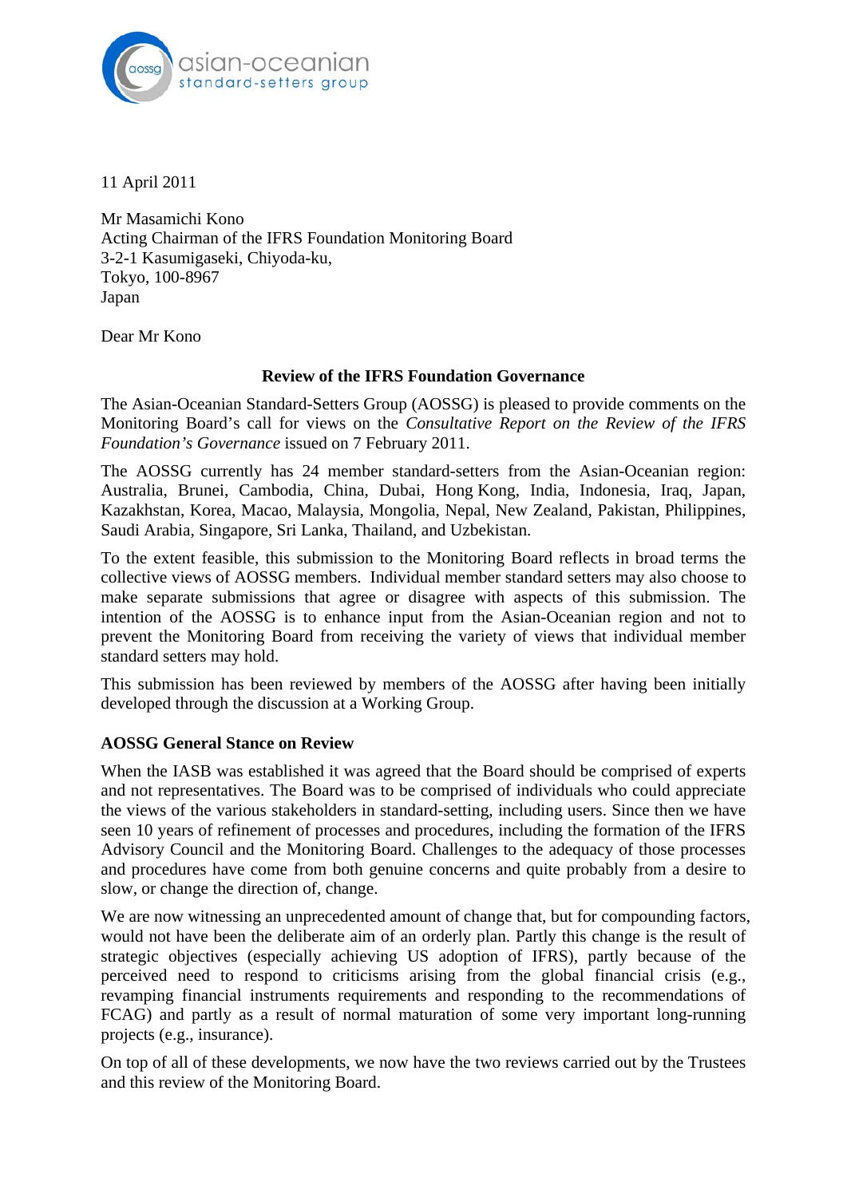asian-oceanian standard-setters group

11 April 2011

Mr Masamichi Kono
Acting Chairman of the IFRS Foundation Monitoring Board
3-2-1 Kasumigaseki, Chiyoda-ku,
Tokyo, 100-8967
Japan

Dear Mr Kono

**Review of the IFRS Foundation Governance**

The Asian-Oceanian Standard-Setters Group (AOSSG) is pleased to provide comments on the Monitoring Board's call for views on the *Consultative Report on the Review of the IFRS Foundation's Governance* issued on 7 February 2011.

The AOSSG currently has 24 member standard-setters from the Asian-Oceanian region: Australia, Brunei, Cambodia, China, Dubai, Hong Kong, India, Indonesia, Iraq, Japan, Kazakhstan, Korea, Macao, Malaysia, Mongolia, Nepal, New Zealand, Pakistan, Philippines, Saudi Arabia, Singapore, Sri Lanka, Thailand, and Uzbekistan.

To the extent feasible, this submission to the Monitoring Board reflects in broad terms the collective views of AOSSG members. Individual member standard setters may also choose to make separate submissions that agree or disagree with aspects of this submission. The intention of the AOSSG is to enhance input from the Asian-Oceanian region and not to prevent the Monitoring Board from receiving the variety of views that individual member standard setters may hold.

This submission has been reviewed by members of the AOSSG after having been initially developed through the discussion at a Working Group.

**AOSSG General Stance on Review**

When the IASB was established it was agreed that the Board should be comprised of experts and not representatives. The Board was to be comprised of individuals who could appreciate the views of the various stakeholders in standard-setting, including users. Since then we have seen 10 years of refinement of processes and procedures, including the formation of the IFRS Advisory Council and the Monitoring Board. Challenges to the adequacy of those processes and procedures have come from both genuine concerns and quite probably from a desire to slow, or change the direction of, change.

We are now witnessing an unprecedented amount of change that, but for compounding factors, would not have been the deliberate aim of an orderly plan. Partly this change is the result of strategic objectives (especially achieving US adoption of IFRS), partly because of the perceived need to respond to criticisms arising from the global financial crisis (e.g., revamping financial instruments requirements and responding to the recommendations of FCAG) and partly as a result of normal maturation of some very important long-running projects (e.g., insurance).

On top of all of these developments, we now have the two reviews carried out by the Trustees and this review of the Monitoring Board.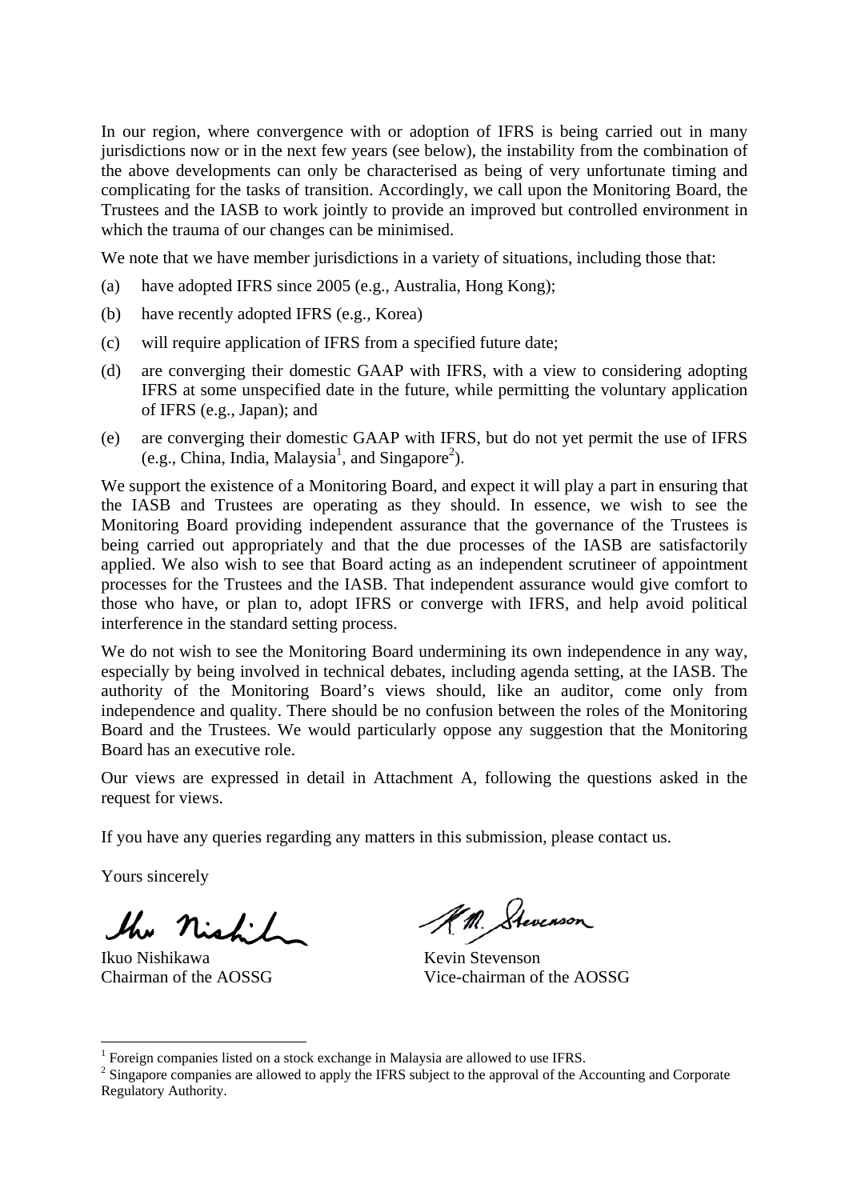In our region, where convergence with or adoption of IFRS is being carried out in many jurisdictions now or in the next few years (see below), the instability from the combination of the above developments can only be characterised as being of very unfortunate timing and complicating for the tasks of transition. Accordingly, we call upon the Monitoring Board, the Trustees and the IASB to work jointly to provide an improved but controlled environment in which the trauma of our changes can be minimised.

We note that we have member jurisdictions in a variety of situations, including those that:

(a) have adopted IFRS since 2005 (e.g., Australia, Hong Kong);

(b) have recently adopted IFRS (e.g., Korea)

(c) will require application of IFRS from a specified future date;

(d) are converging their domestic GAAP with IFRS, with a view to considering adopting IFRS at some unspecified date in the future, while permitting the voluntary application of IFRS (e.g., Japan); and

(e) are converging their domestic GAAP with IFRS, but do not yet permit the use of IFRS (e.g., China, India, Malaysia[1], and Singapore[2]).

We support the existence of a Monitoring Board, and expect it will play a part in ensuring that the IASB and Trustees are operating as they should. In essence, we wish to see the Monitoring Board providing independent assurance that the governance of the Trustees is being carried out appropriately and that the due processes of the IASB are satisfactorily applied. We also wish to see that Board acting as an independent scrutineer of appointment processes for the Trustees and the IASB. That independent assurance would give comfort to those who have, or plan to, adopt IFRS or converge with IFRS, and help avoid political interference in the standard setting process.

We do not wish to see the Monitoring Board undermining its own independence in any way, especially by being involved in technical debates, including agenda setting, at the IASB. The authority of the Monitoring Board's views should, like an auditor, come only from independence and quality. There should be no confusion between the roles of the Monitoring Board and the Trustees. We would particularly oppose any suggestion that the Monitoring Board has an executive role.

Our views are expressed in detail in Attachment A, following the questions asked in the request for views.

If you have any queries regarding any matters in this submission, please contact us.

Yours sincerely

| | |
|---|---|
| Ikuo Nishikawa | Kevin Stevenson |
| Chairman of the AOSSG | Vice-chairman of the AOSSG |

[1] Foreign companies listed on a stock exchange in Malaysia are allowed to use IFRS.

[2] Singapore companies are allowed to apply the IFRS subject to the approval of the Accounting and Corporate Regulatory Authority.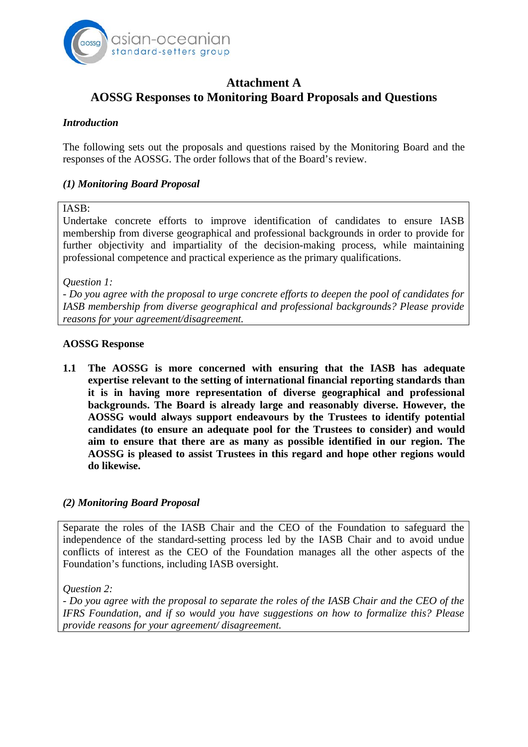# Attachment A
## AOSSG Responses to Monitoring Board Proposals and Questions

***Introduction***

The following sets out the proposals and questions raised by the Monitoring Board and the responses of the AOSSG. The order follows that of the Board's review.

***(1) Monitoring Board Proposal***

IASB:
Undertake concrete efforts to improve identification of candidates to ensure IASB membership from diverse geographical and professional backgrounds in order to provide for further objectivity and impartiality of the decision-making process, while maintaining professional competence and practical experience as the primary qualifications.

*Question 1:*
*- Do you agree with the proposal to urge concrete efforts to deepen the pool of candidates for IASB membership from diverse geographical and professional backgrounds? Please provide reasons for your agreement/disagreement.*

**AOSSG Response**

**1.1 The AOSSG is more concerned with ensuring that the IASB has adequate expertise relevant to the setting of international financial reporting standards than it is in having more representation of diverse geographical and professional backgrounds. The Board is already large and reasonably diverse. However, the AOSSG would always support endeavours by the Trustees to identify potential candidates (to ensure an adequate pool for the Trustees to consider) and would aim to ensure that there are as many as possible identified in our region. The AOSSG is pleased to assist Trustees in this regard and hope other regions would do likewise.**

***(2) Monitoring Board Proposal***

Separate the roles of the IASB Chair and the CEO of the Foundation to safeguard the independence of the standard-setting process led by the IASB Chair and to avoid undue conflicts of interest as the CEO of the Foundation manages all the other aspects of the Foundation's functions, including IASB oversight.

*Question 2:*
*- Do you agree with the proposal to separate the roles of the IASB Chair and the CEO of the IFRS Foundation, and if so would you have suggestions on how to formalize this? Please provide reasons for your agreement/ disagreement.*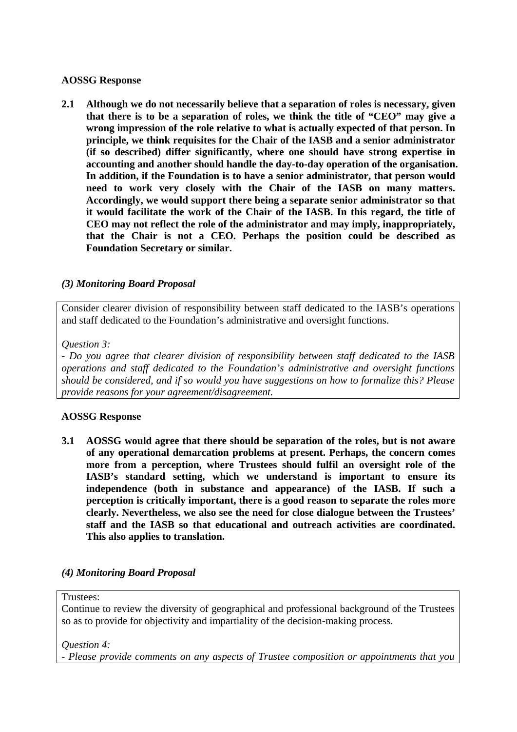**AOSSG Response**

**2.1 Although we do not necessarily believe that a separation of roles is necessary, given that there is to be a separation of roles, we think the title of "CEO" may give a wrong impression of the role relative to what is actually expected of that person. In principle, we think requisites for the Chair of the IASB and a senior administrator (if so described) differ significantly, where one should have strong expertise in accounting and another should handle the day-to-day operation of the organisation. In addition, if the Foundation is to have a senior administrator, that person would need to work very closely with the Chair of the IASB on many matters. Accordingly, we would support there being a separate senior administrator so that it would facilitate the work of the Chair of the IASB. In this regard, the title of CEO may not reflect the role of the administrator and may imply, inappropriately, that the Chair is not a CEO. Perhaps the position could be described as Foundation Secretary or similar.**

***(3) Monitoring Board Proposal***

| Consider clearer division of responsibility between staff dedicated to the IASB's operations and staff dedicated to the Foundation's administrative and oversight functions.<br><br>*Question 3:*<br>*- Do you agree that clearer division of responsibility between staff dedicated to the IASB operations and staff dedicated to the Foundation's administrative and oversight functions should be considered, and if so would you have suggestions on how to formalize this? Please provide reasons for your agreement/disagreement.* |
|---|

**AOSSG Response**

**3.1 AOSSG would agree that there should be separation of the roles, but is not aware of any operational demarcation problems at present. Perhaps, the concern comes more from a perception, where Trustees should fulfil an oversight role of the IASB's standard setting, which we understand is important to ensure its independence (both in substance and appearance) of the IASB. If such a perception is critically important, there is a good reason to separate the roles more clearly. Nevertheless, we also see the need for close dialogue between the Trustees' staff and the IASB so that educational and outreach activities are coordinated. This also applies to translation.**

***(4) Monitoring Board Proposal***

| Trustees:<br>Continue to review the diversity of geographical and professional background of the Trustees so as to provide for objectivity and impartiality of the decision-making process.<br><br>*Question 4:*<br>*- Please provide comments on any aspects of Trustee composition or appointments that you* |
|---|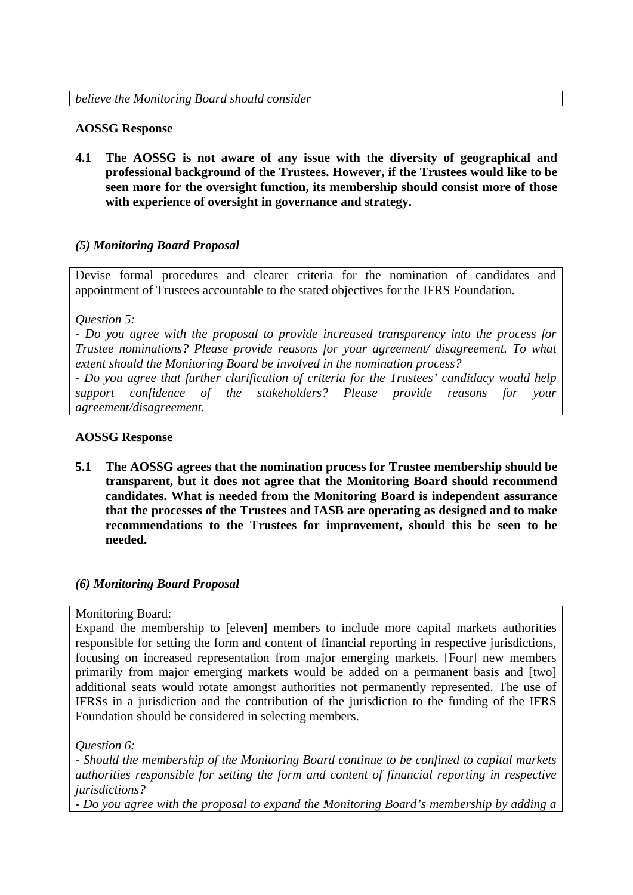*believe the Monitoring Board should consider*

**AOSSG Response**

**4.1 The AOSSG is not aware of any issue with the diversity of geographical and professional background of the Trustees. However, if the Trustees would like to be seen more for the oversight function, its membership should consist more of those with experience of oversight in governance and strategy.**

### *(5) Monitoring Board Proposal*

Devise formal procedures and clearer criteria for the nomination of candidates and appointment of Trustees accountable to the stated objectives for the IFRS Foundation.

*Question 5:*

*- Do you agree with the proposal to provide increased transparency into the process for Trustee nominations? Please provide reasons for your agreement/ disagreement. To what extent should the Monitoring Board be involved in the nomination process?*

*- Do you agree that further clarification of criteria for the Trustees' candidacy would help support confidence of the stakeholders? Please provide reasons for your agreement/disagreement.*

**AOSSG Response**

**5.1 The AOSSG agrees that the nomination process for Trustee membership should be transparent, but it does not agree that the Monitoring Board should recommend candidates. What is needed from the Monitoring Board is independent assurance that the processes of the Trustees and IASB are operating as designed and to make recommendations to the Trustees for improvement, should this be seen to be needed.**

### *(6) Monitoring Board Proposal*

Monitoring Board:

Expand the membership to [eleven] members to include more capital markets authorities responsible for setting the form and content of financial reporting in respective jurisdictions, focusing on increased representation from major emerging markets. [Four] new members primarily from major emerging markets would be added on a permanent basis and [two] additional seats would rotate amongst authorities not permanently represented. The use of IFRSs in a jurisdiction and the contribution of the jurisdiction to the funding of the IFRS Foundation should be considered in selecting members.

*Question 6:*

*- Should the membership of the Monitoring Board continue to be confined to capital markets authorities responsible for setting the form and content of financial reporting in respective jurisdictions?*

*- Do you agree with the proposal to expand the Monitoring Board's membership by adding a*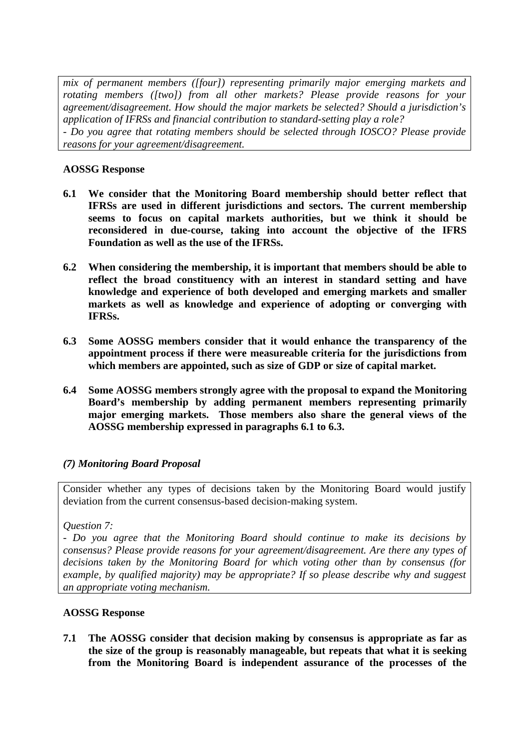*mix of permanent members ([four]) representing primarily major emerging markets and rotating members ([two]) from all other markets? Please provide reasons for your agreement/disagreement. How should the major markets be selected? Should a jurisdiction's application of IFRSs and financial contribution to standard-setting play a role?*
*- Do you agree that rotating members should be selected through IOSCO? Please provide reasons for your agreement/disagreement.*

**AOSSG Response**

**6.1 We consider that the Monitoring Board membership should better reflect that IFRSs are used in different jurisdictions and sectors. The current membership seems to focus on capital markets authorities, but we think it should be reconsidered in due-course, taking into account the objective of the IFRS Foundation as well as the use of the IFRSs.**

**6.2 When considering the membership, it is important that members should be able to reflect the broad constituency with an interest in standard setting and have knowledge and experience of both developed and emerging markets and smaller markets as well as knowledge and experience of adopting or converging with IFRSs.**

**6.3 Some AOSSG members consider that it would enhance the transparency of the appointment process if there were measureable criteria for the jurisdictions from which members are appointed, such as size of GDP or size of capital market.**

**6.4 Some AOSSG members strongly agree with the proposal to expand the Monitoring Board's membership by adding permanent members representing primarily major emerging markets. Those members also share the general views of the AOSSG membership expressed in paragraphs 6.1 to 6.3.**

***(7) Monitoring Board Proposal***

Consider whether any types of decisions taken by the Monitoring Board would justify deviation from the current consensus-based decision-making system.

*Question 7:*
*- Do you agree that the Monitoring Board should continue to make its decisions by consensus? Please provide reasons for your agreement/disagreement. Are there any types of decisions taken by the Monitoring Board for which voting other than by consensus (for example, by qualified majority) may be appropriate? If so please describe why and suggest an appropriate voting mechanism.*

**AOSSG Response**

**7.1 The AOSSG consider that decision making by consensus is appropriate as far as the size of the group is reasonably manageable, but repeats that what it is seeking from the Monitoring Board is independent assurance of the processes of the**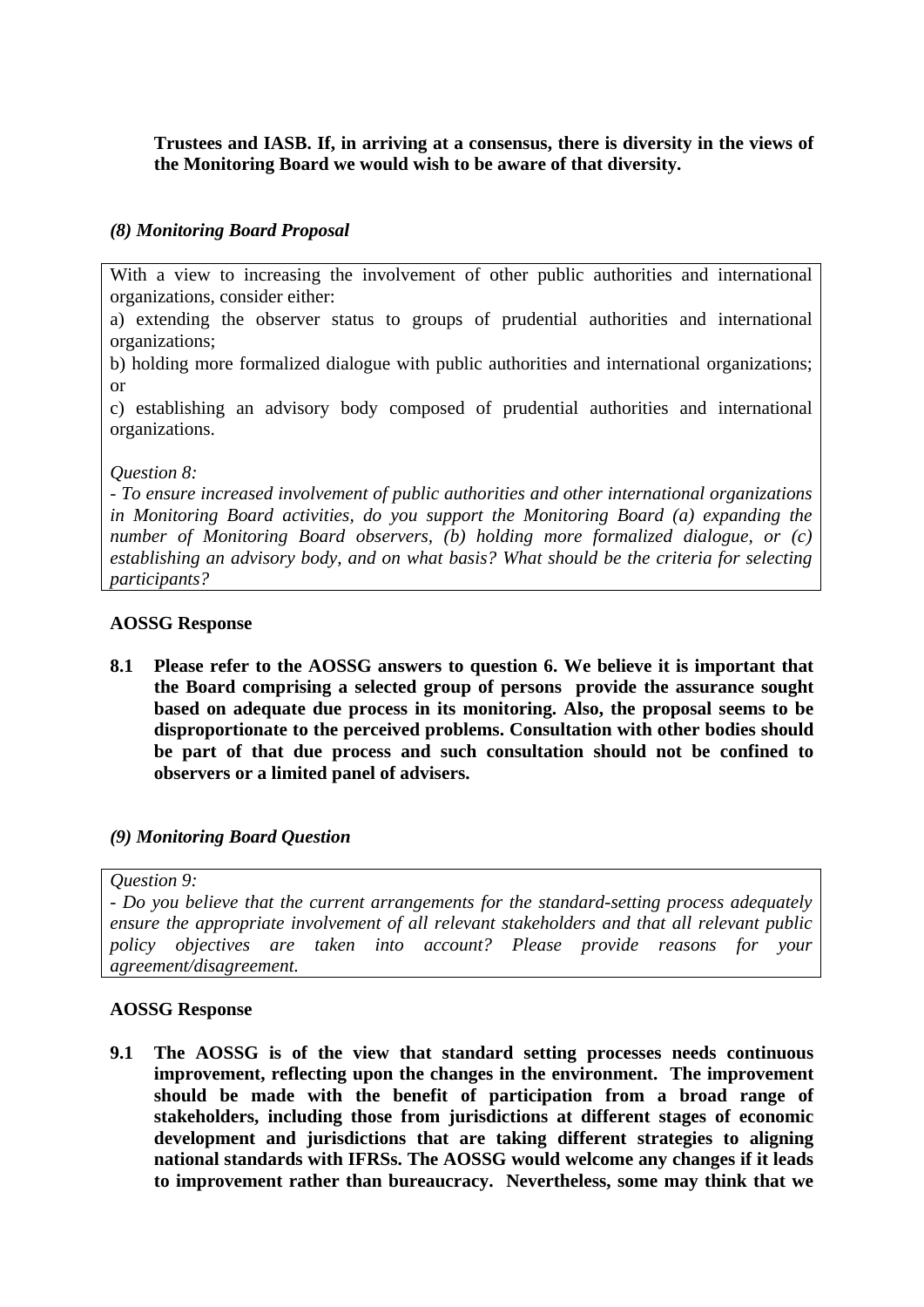**Trustees and IASB. If, in arriving at a consensus, there is diversity in the views of the Monitoring Board we would wish to be aware of that diversity.**

***(8) Monitoring Board Proposal***

With a view to increasing the involvement of other public authorities and international organizations, consider either:

a) extending the observer status to groups of prudential authorities and international organizations;

b) holding more formalized dialogue with public authorities and international organizations; or

c) establishing an advisory body composed of prudential authorities and international organizations.

*Question 8:*

*- To ensure increased involvement of public authorities and other international organizations in Monitoring Board activities, do you support the Monitoring Board (a) expanding the number of Monitoring Board observers, (b) holding more formalized dialogue, or (c) establishing an advisory body, and on what basis? What should be the criteria for selecting participants?*

**AOSSG Response**

**8.1 Please refer to the AOSSG answers to question 6. We believe it is important that the Board comprising a selected group of persons provide the assurance sought based on adequate due process in its monitoring. Also, the proposal seems to be disproportionate to the perceived problems. Consultation with other bodies should be part of that due process and such consultation should not be confined to observers or a limited panel of advisers.**

***(9) Monitoring Board Question***

*Question 9:*

*- Do you believe that the current arrangements for the standard-setting process adequately ensure the appropriate involvement of all relevant stakeholders and that all relevant public policy objectives are taken into account? Please provide reasons for your agreement/disagreement.*

**AOSSG Response**

**9.1 The AOSSG is of the view that standard setting processes needs continuous improvement, reflecting upon the changes in the environment. The improvement should be made with the benefit of participation from a broad range of stakeholders, including those from jurisdictions at different stages of economic development and jurisdictions that are taking different strategies to aligning national standards with IFRSs. The AOSSG would welcome any changes if it leads to improvement rather than bureaucracy. Nevertheless, some may think that we**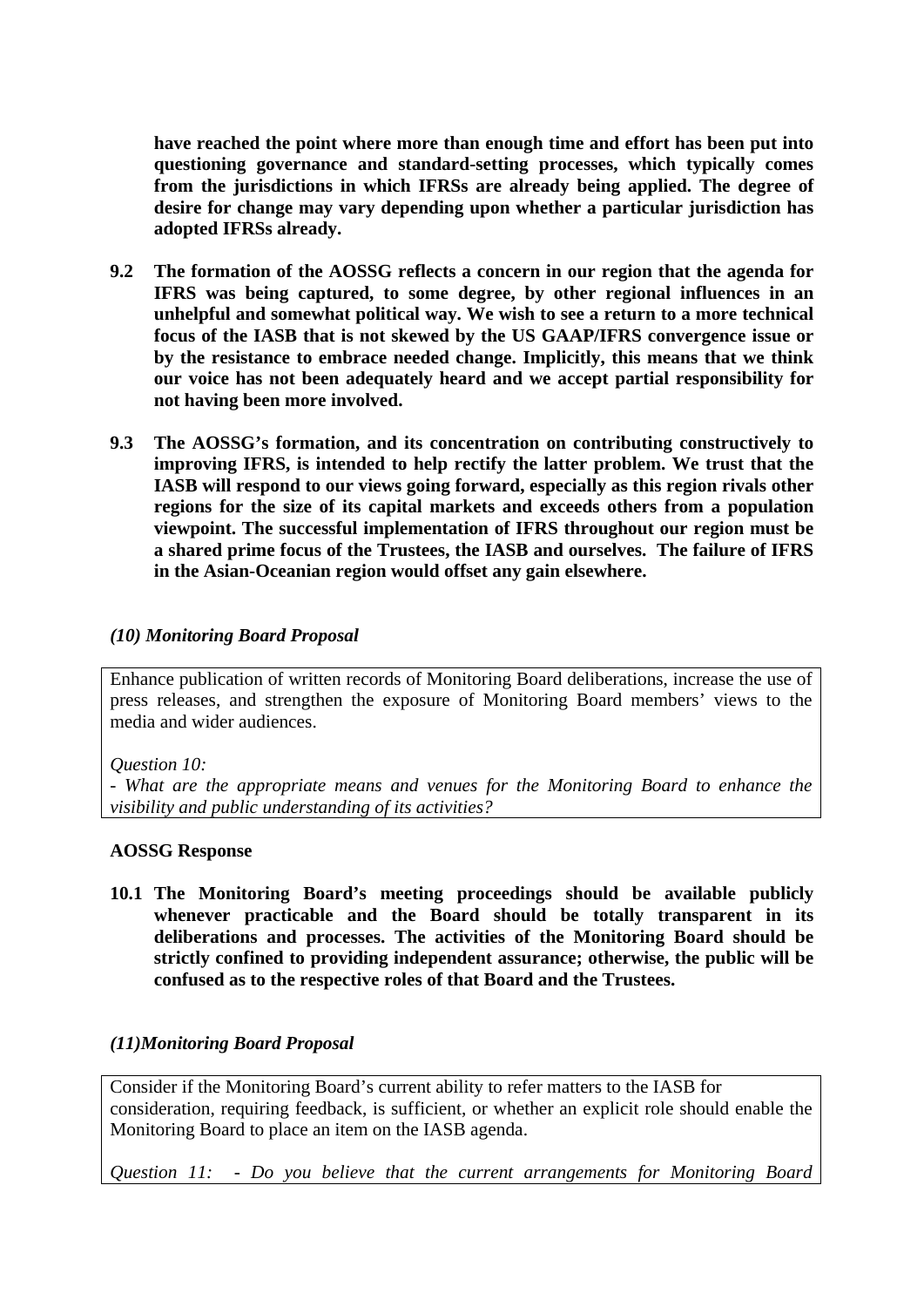**have reached the point where more than enough time and effort has been put into questioning governance and standard-setting processes, which typically comes from the jurisdictions in which IFRSs are already being applied. The degree of desire for change may vary depending upon whether a particular jurisdiction has adopted IFRSs already.**

**9.2 The formation of the AOSSG reflects a concern in our region that the agenda for IFRS was being captured, to some degree, by other regional influences in an unhelpful and somewhat political way. We wish to see a return to a more technical focus of the IASB that is not skewed by the US GAAP/IFRS convergence issue or by the resistance to embrace needed change. Implicitly, this means that we think our voice has not been adequately heard and we accept partial responsibility for not having been more involved.**

**9.3 The AOSSG's formation, and its concentration on contributing constructively to improving IFRS, is intended to help rectify the latter problem. We trust that the IASB will respond to our views going forward, especially as this region rivals other regions for the size of its capital markets and exceeds others from a population viewpoint. The successful implementation of IFRS throughout our region must be a shared prime focus of the Trustees, the IASB and ourselves. The failure of IFRS in the Asian-Oceanian region would offset any gain elsewhere.**

***(10) Monitoring Board Proposal***

Enhance publication of written records of Monitoring Board deliberations, increase the use of press releases, and strengthen the exposure of Monitoring Board members' views to the media and wider audiences.

*Question 10:*

*- What are the appropriate means and venues for the Monitoring Board to enhance the visibility and public understanding of its activities?*

**AOSSG Response**

**10.1 The Monitoring Board's meeting proceedings should be available publicly whenever practicable and the Board should be totally transparent in its deliberations and processes. The activities of the Monitoring Board should be strictly confined to providing independent assurance; otherwise, the public will be confused as to the respective roles of that Board and the Trustees.**

***(11)Monitoring Board Proposal***

Consider if the Monitoring Board's current ability to refer matters to the IASB for consideration, requiring feedback, is sufficient, or whether an explicit role should enable the Monitoring Board to place an item on the IASB agenda.

*Question 11: - Do you believe that the current arrangements for Monitoring Board*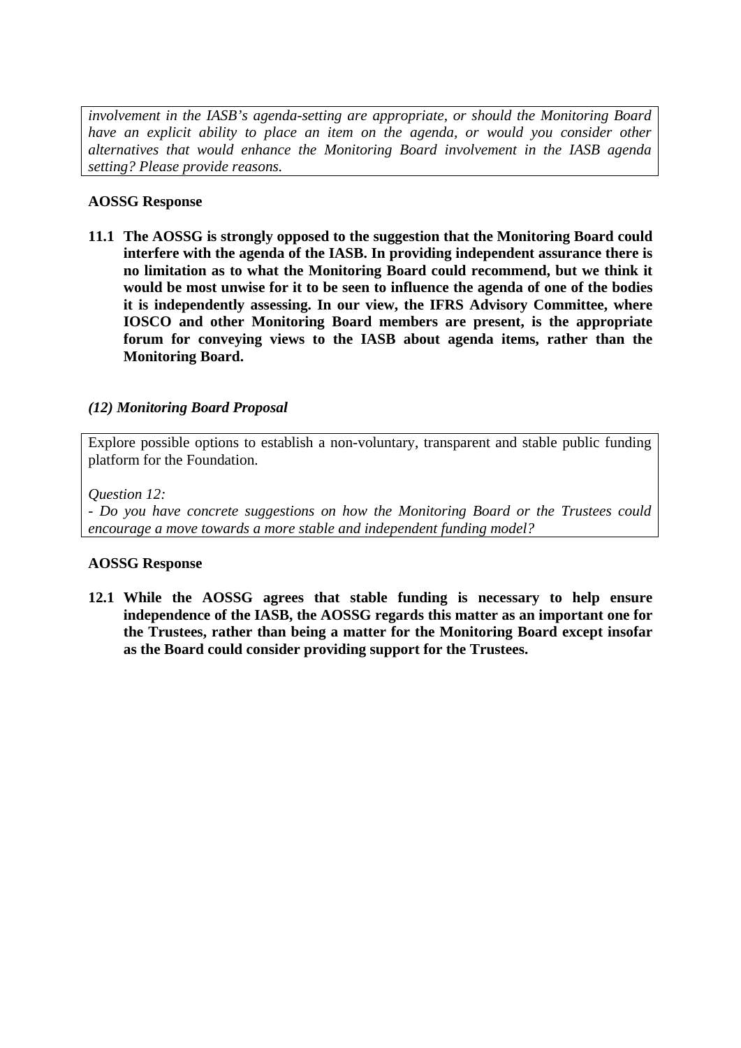*involvement in the IASB's agenda-setting are appropriate, or should the Monitoring Board have an explicit ability to place an item on the agenda, or would you consider other alternatives that would enhance the Monitoring Board involvement in the IASB agenda setting? Please provide reasons.*

**AOSSG Response**

**11.1 The AOSSG is strongly opposed to the suggestion that the Monitoring Board could interfere with the agenda of the IASB. In providing independent assurance there is no limitation as to what the Monitoring Board could recommend, but we think it would be most unwise for it to be seen to influence the agenda of one of the bodies it is independently assessing. In our view, the IFRS Advisory Committee, where IOSCO and other Monitoring Board members are present, is the appropriate forum for conveying views to the IASB about agenda items, rather than the Monitoring Board.**

***(12) Monitoring Board Proposal***

Explore possible options to establish a non-voluntary, transparent and stable public funding platform for the Foundation.

*Question 12:*

*- Do you have concrete suggestions on how the Monitoring Board or the Trustees could encourage a move towards a more stable and independent funding model?*

**AOSSG Response**

**12.1 While the AOSSG agrees that stable funding is necessary to help ensure independence of the IASB, the AOSSG regards this matter as an important one for the Trustees, rather than being a matter for the Monitoring Board except insofar as the Board could consider providing support for the Trustees.**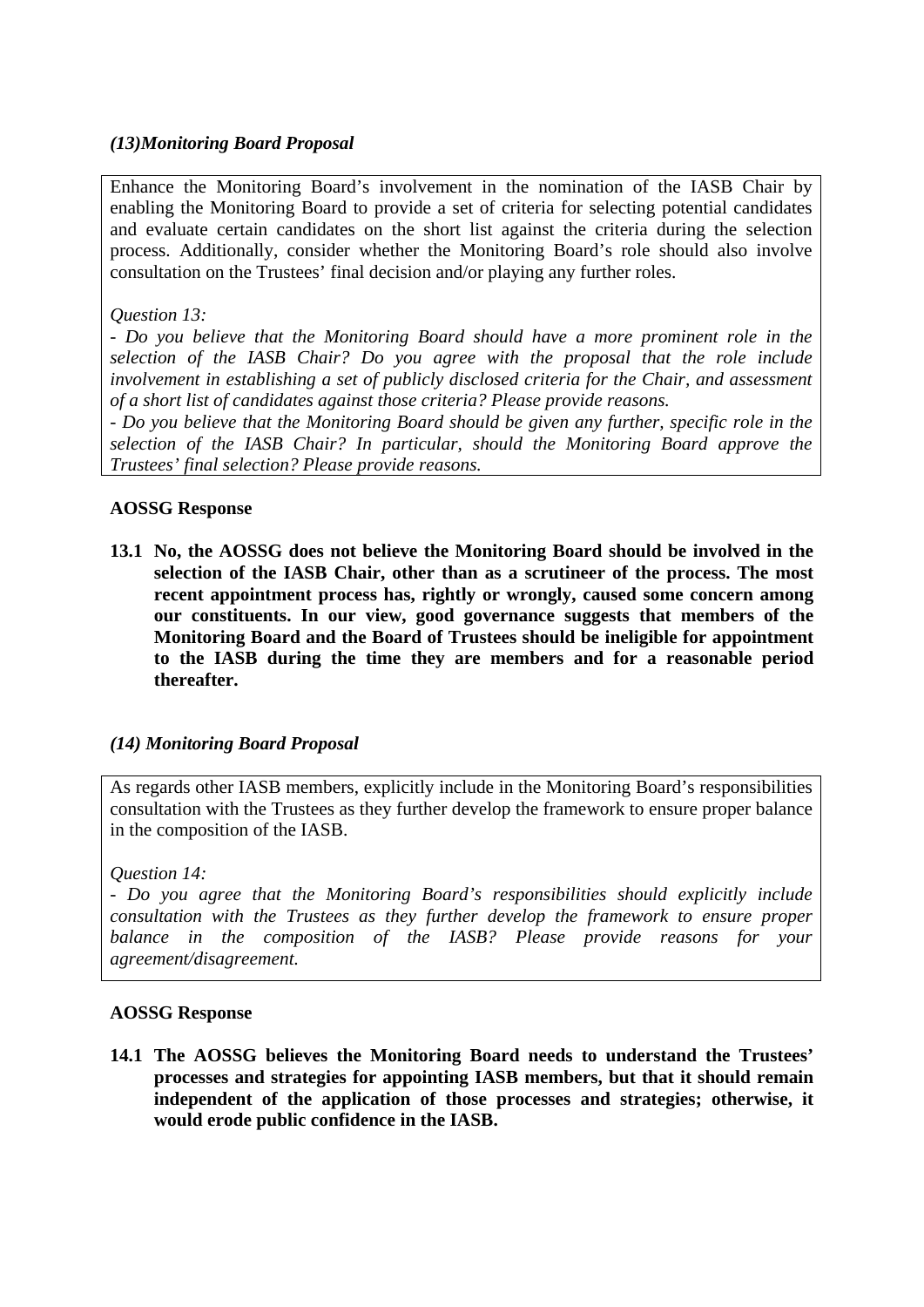### *(13)Monitoring Board Proposal*

Enhance the Monitoring Board's involvement in the nomination of the IASB Chair by enabling the Monitoring Board to provide a set of criteria for selecting potential candidates and evaluate certain candidates on the short list against the criteria during the selection process. Additionally, consider whether the Monitoring Board's role should also involve consultation on the Trustees' final decision and/or playing any further roles.

*Question 13:*

*- Do you believe that the Monitoring Board should have a more prominent role in the selection of the IASB Chair? Do you agree with the proposal that the role include involvement in establishing a set of publicly disclosed criteria for the Chair, and assessment of a short list of candidates against those criteria? Please provide reasons.*

*- Do you believe that the Monitoring Board should be given any further, specific role in the selection of the IASB Chair? In particular, should the Monitoring Board approve the Trustees' final selection? Please provide reasons.*

**AOSSG Response**

**13.1 No, the AOSSG does not believe the Monitoring Board should be involved in the selection of the IASB Chair, other than as a scrutineer of the process. The most recent appointment process has, rightly or wrongly, caused some concern among our constituents. In our view, good governance suggests that members of the Monitoring Board and the Board of Trustees should be ineligible for appointment to the IASB during the time they are members and for a reasonable period thereafter.**

### *(14) Monitoring Board Proposal*

As regards other IASB members, explicitly include in the Monitoring Board's responsibilities consultation with the Trustees as they further develop the framework to ensure proper balance in the composition of the IASB.

*Question 14:*

*- Do you agree that the Monitoring Board's responsibilities should explicitly include consultation with the Trustees as they further develop the framework to ensure proper balance in the composition of the IASB? Please provide reasons for your agreement/disagreement.*

**AOSSG Response**

**14.1 The AOSSG believes the Monitoring Board needs to understand the Trustees' processes and strategies for appointing IASB members, but that it should remain independent of the application of those processes and strategies; otherwise, it would erode public confidence in the IASB.**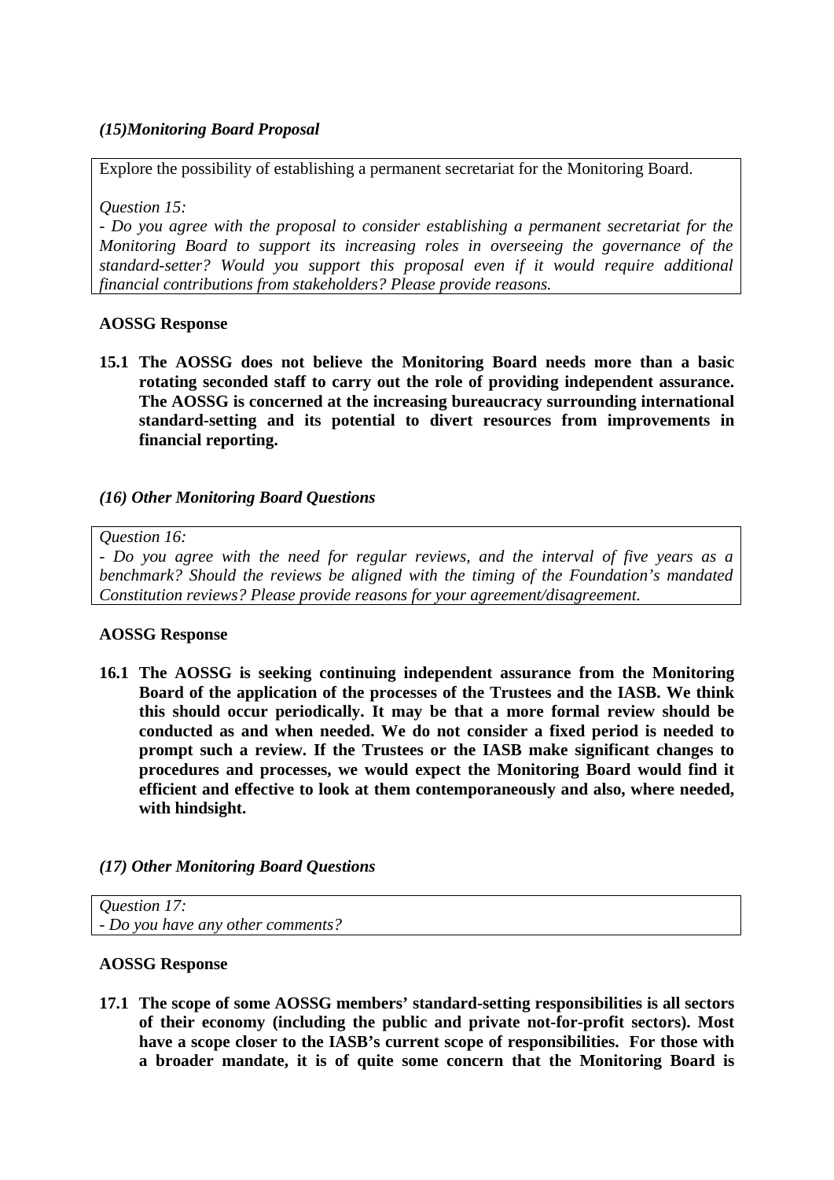### *(15)Monitoring Board Proposal*

Explore the possibility of establishing a permanent secretariat for the Monitoring Board.

*Question 15:*

*- Do you agree with the proposal to consider establishing a permanent secretariat for the Monitoring Board to support its increasing roles in overseeing the governance of the standard-setter? Would you support this proposal even if it would require additional financial contributions from stakeholders? Please provide reasons.*

**AOSSG Response**

**15.1 The AOSSG does not believe the Monitoring Board needs more than a basic rotating seconded staff to carry out the role of providing independent assurance. The AOSSG is concerned at the increasing bureaucracy surrounding international standard-setting and its potential to divert resources from improvements in financial reporting.**

### *(16) Other Monitoring Board Questions*

*Question 16:*

*- Do you agree with the need for regular reviews, and the interval of five years as a benchmark? Should the reviews be aligned with the timing of the Foundation's mandated Constitution reviews? Please provide reasons for your agreement/disagreement.*

**AOSSG Response**

**16.1 The AOSSG is seeking continuing independent assurance from the Monitoring Board of the application of the processes of the Trustees and the IASB. We think this should occur periodically. It may be that a more formal review should be conducted as and when needed. We do not consider a fixed period is needed to prompt such a review. If the Trustees or the IASB make significant changes to procedures and processes, we would expect the Monitoring Board would find it efficient and effective to look at them contemporaneously and also, where needed, with hindsight.**

### *(17) Other Monitoring Board Questions*

*Question 17:*

*- Do you have any other comments?*

**AOSSG Response**

**17.1 The scope of some AOSSG members' standard-setting responsibilities is all sectors of their economy (including the public and private not-for-profit sectors). Most have a scope closer to the IASB's current scope of responsibilities. For those with a broader mandate, it is of quite some concern that the Monitoring Board is**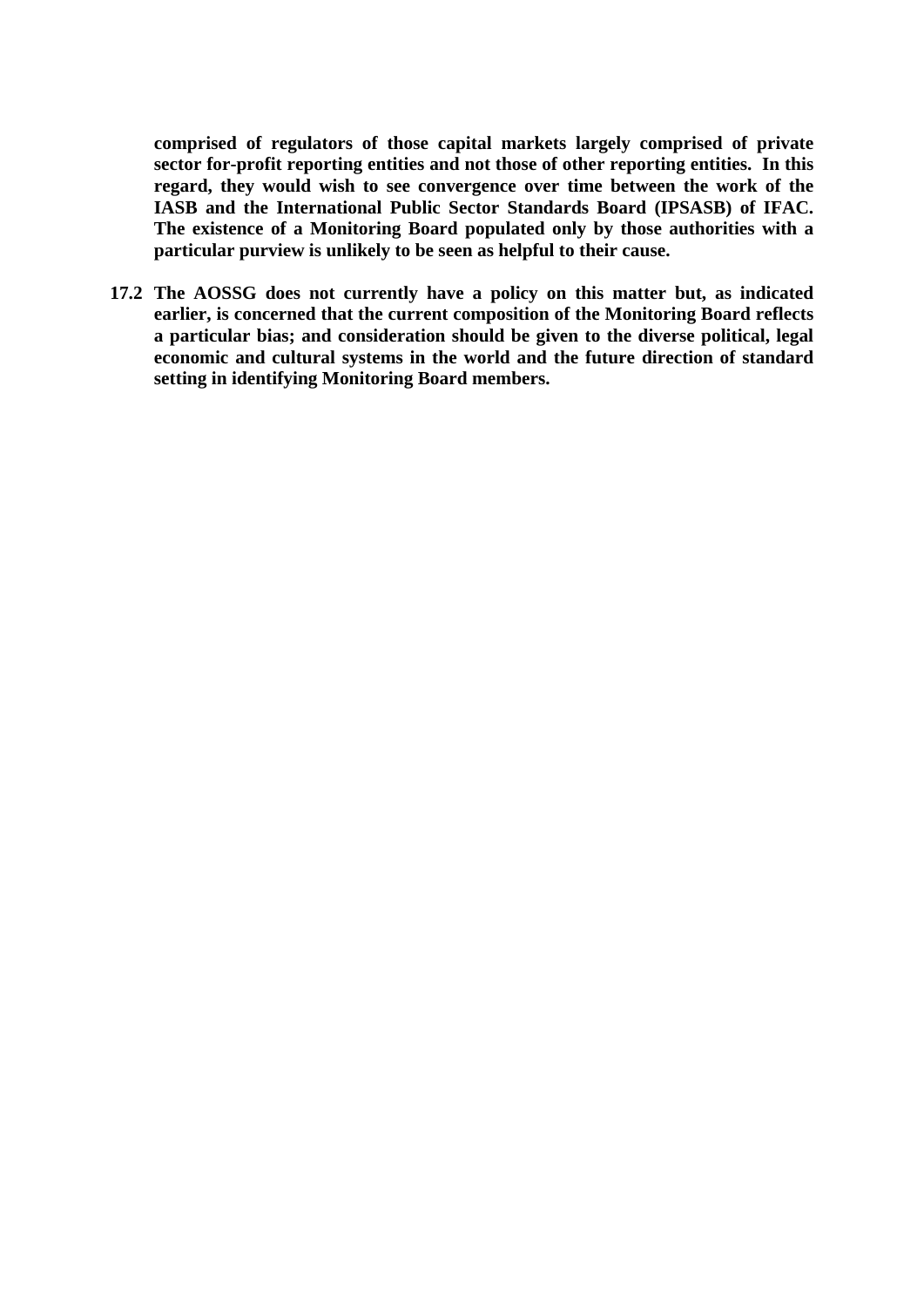**comprised of regulators of those capital markets largely comprised of private sector for-profit reporting entities and not those of other reporting entities. In this regard, they would wish to see convergence over time between the work of the IASB and the International Public Sector Standards Board (IPSASB) of IFAC. The existence of a Monitoring Board populated only by those authorities with a particular purview is unlikely to be seen as helpful to their cause.**

**17.2 The AOSSG does not currently have a policy on this matter but, as indicated earlier, is concerned that the current composition of the Monitoring Board reflects a particular bias; and consideration should be given to the diverse political, legal economic and cultural systems in the world and the future direction of standard setting in identifying Monitoring Board members.**